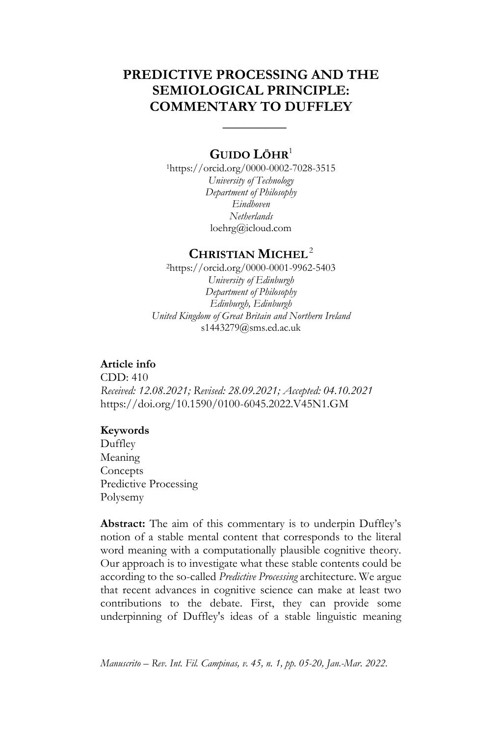# PREDICTIVE PROCESSING AND THE SEMIOLOGICAL PRINCIPLE: COMMENTARY TO DUFFLEY

**GUIDO LÖHR**[1]

[1]https://orcid.org/0000-0002-7028-3515
*University of Technology*
*Department of Philosophy*
*Eindhoven*
*Netherlands*
loehrg@icloud.com

**CHRISTIAN MICHEL**[2]

[2]https://orcid.org/0000-0001-9962-5403
*University of Edinburgh*
*Department of Philosophy*
*Edinburgh, Edinburgh*
*United Kingdom of Great Britain and Northern Ireland*
s1443279@sms.ed.ac.uk

**Article info**
CDD: 410
*Received: 12.08.2021; Revised: 28.09.2021; Accepted: 04.10.2021*
https://doi.org/10.1590/0100-6045.2022.V45N1.GM

**Keywords**
Duffley
Meaning
Concepts
Predictive Processing
Polysemy

**Abstract:** The aim of this commentary is to underpin Duffley's notion of a stable mental content that corresponds to the literal word meaning with a computationally plausible cognitive theory. Our approach is to investigate what these stable contents could be according to the so-called *Predictive Processing* architecture. We argue that recent advances in cognitive science can make at least two contributions to the debate. First, they can provide some underpinning of Duffley's ideas of a stable linguistic meaning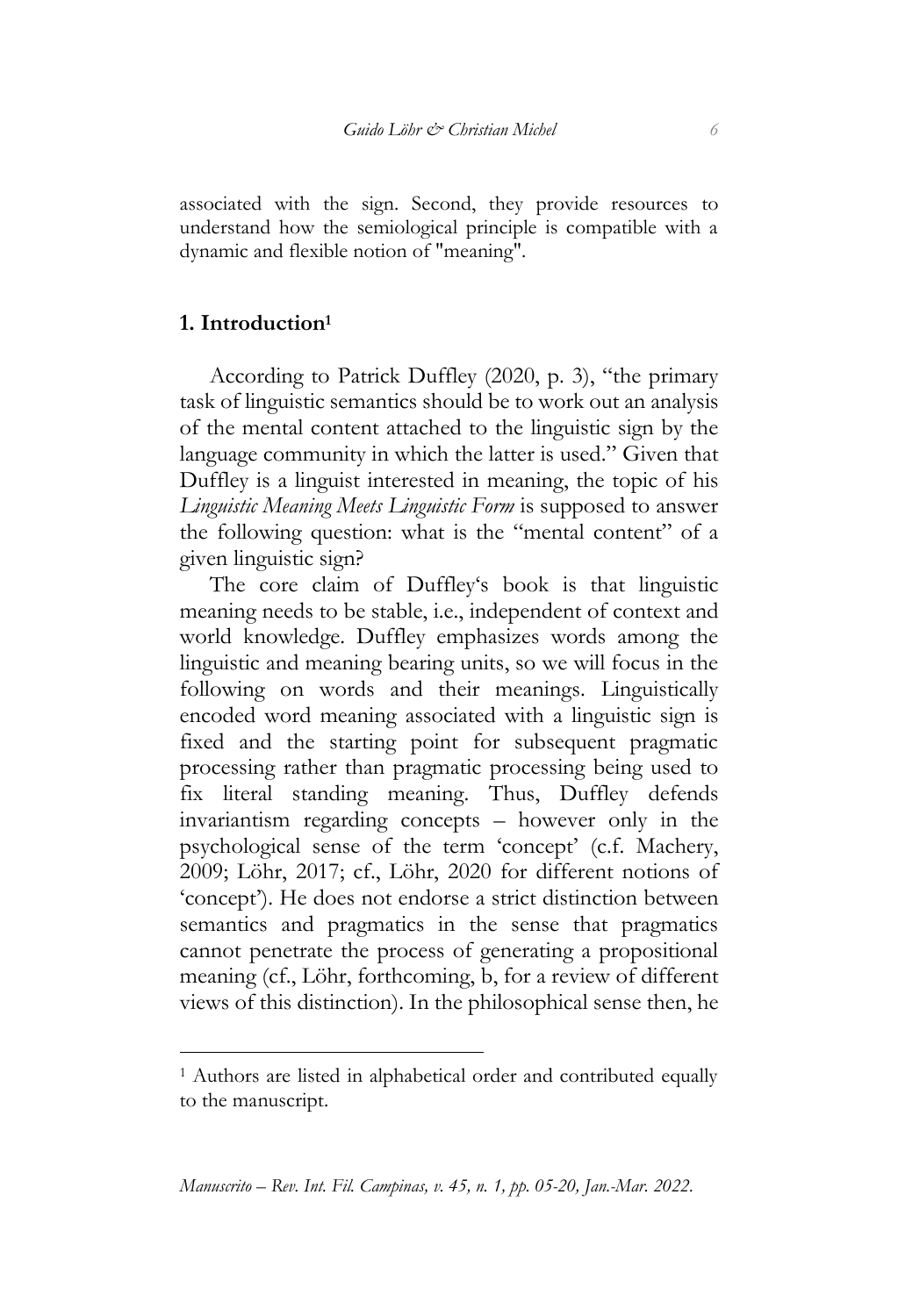associated with the sign. Second, they provide resources to understand how the semiological principle is compatible with a dynamic and flexible notion of "meaning".

## 1. Introduction[1]

According to Patrick Duffley (2020, p. 3), "the primary task of linguistic semantics should be to work out an analysis of the mental content attached to the linguistic sign by the language community in which the latter is used." Given that Duffley is a linguist interested in meaning, the topic of his *Linguistic Meaning Meets Linguistic Form* is supposed to answer the following question: what is the "mental content" of a given linguistic sign?

The core claim of Duffley's book is that linguistic meaning needs to be stable, i.e., independent of context and world knowledge. Duffley emphasizes words among the linguistic and meaning bearing units, so we will focus in the following on words and their meanings. Linguistically encoded word meaning associated with a linguistic sign is fixed and the starting point for subsequent pragmatic processing rather than pragmatic processing being used to fix literal standing meaning. Thus, Duffley defends invariantism regarding concepts – however only in the psychological sense of the term 'concept' (c.f. Machery, 2009; Löhr, 2017; cf., Löhr, 2020 for different notions of 'concept'). He does not endorse a strict distinction between semantics and pragmatics in the sense that pragmatics cannot penetrate the process of generating a propositional meaning (cf., Löhr, forthcoming, b, for a review of different views of this distinction). In the philosophical sense then, he

[1] Authors are listed in alphabetical order and contributed equally to the manuscript.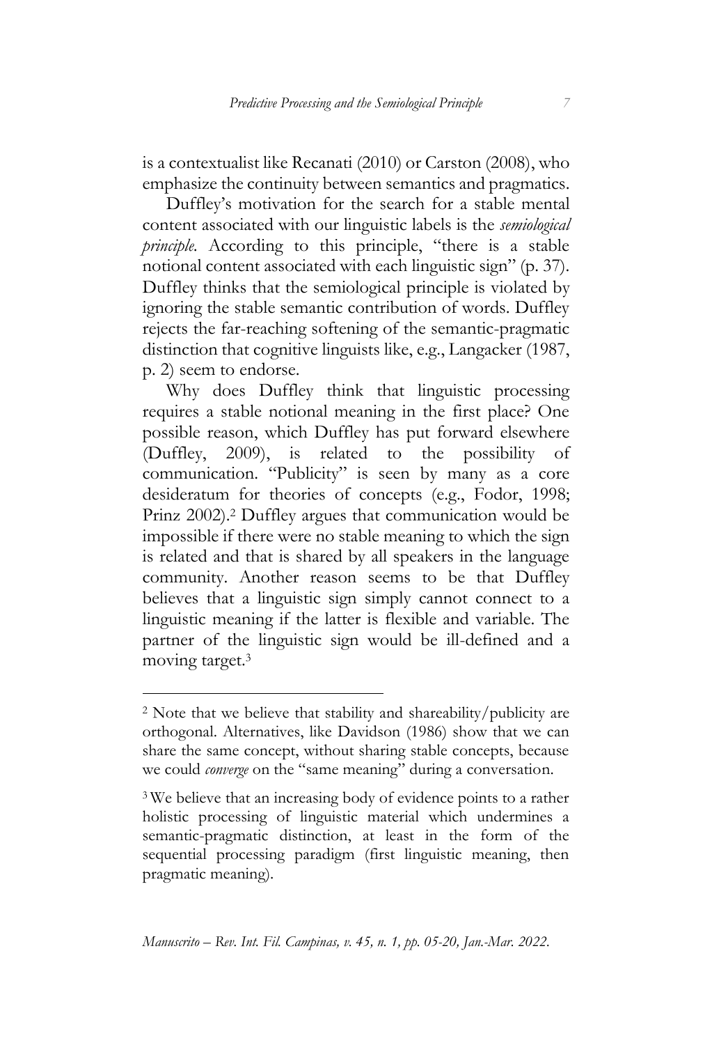is a contextualist like Recanati (2010) or Carston (2008), who emphasize the continuity between semantics and pragmatics.

Duffley's motivation for the search for a stable mental content associated with our linguistic labels is the *semiological principle*. According to this principle, "there is a stable notional content associated with each linguistic sign" (p. 37). Duffley thinks that the semiological principle is violated by ignoring the stable semantic contribution of words. Duffley rejects the far-reaching softening of the semantic-pragmatic distinction that cognitive linguists like, e.g., Langacker (1987, p. 2) seem to endorse.

Why does Duffley think that linguistic processing requires a stable notional meaning in the first place? One possible reason, which Duffley has put forward elsewhere (Duffley, 2009), is related to the possibility of communication. "Publicity" is seen by many as a core desideratum for theories of concepts (e.g., Fodor, 1998; Prinz 2002).[2] Duffley argues that communication would be impossible if there were no stable meaning to which the sign is related and that is shared by all speakers in the language community. Another reason seems to be that Duffley believes that a linguistic sign simply cannot connect to a linguistic meaning if the latter is flexible and variable. The partner of the linguistic sign would be ill-defined and a moving target.[3]

---

[2] Note that we believe that stability and shareability/publicity are orthogonal. Alternatives, like Davidson (1986) show that we can share the same concept, without sharing stable concepts, because we could *converge* on the "same meaning" during a conversation.

[3] We believe that an increasing body of evidence points to a rather holistic processing of linguistic material which undermines a semantic-pragmatic distinction, at least in the form of the sequential processing paradigm (first linguistic meaning, then pragmatic meaning).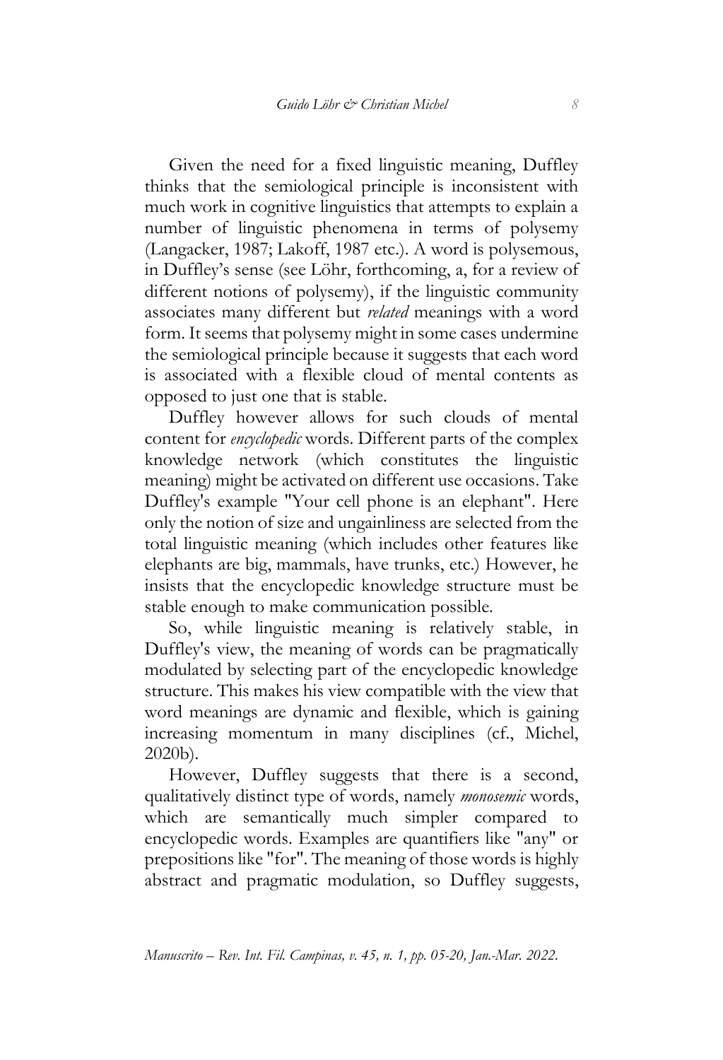Given the need for a fixed linguistic meaning, Duffley thinks that the semiological principle is inconsistent with much work in cognitive linguistics that attempts to explain a number of linguistic phenomena in terms of polysemy (Langacker, 1987; Lakoff, 1987 etc.). A word is polysemous, in Duffley's sense (see Löhr, forthcoming, a, for a review of different notions of polysemy), if the linguistic community associates many different but *related* meanings with a word form. It seems that polysemy might in some cases undermine the semiological principle because it suggests that each word is associated with a flexible cloud of mental contents as opposed to just one that is stable.

Duffley however allows for such clouds of mental content for *encyclopedic* words. Different parts of the complex knowledge network (which constitutes the linguistic meaning) might be activated on different use occasions. Take Duffley's example "Your cell phone is an elephant". Here only the notion of size and ungainliness are selected from the total linguistic meaning (which includes other features like elephants are big, mammals, have trunks, etc.) However, he insists that the encyclopedic knowledge structure must be stable enough to make communication possible.

So, while linguistic meaning is relatively stable, in Duffley's view, the meaning of words can be pragmatically modulated by selecting part of the encyclopedic knowledge structure. This makes his view compatible with the view that word meanings are dynamic and flexible, which is gaining increasing momentum in many disciplines (cf., Michel, 2020b).

However, Duffley suggests that there is a second, qualitatively distinct type of words, namely *monosemic* words, which are semantically much simpler compared to encyclopedic words. Examples are quantifiers like "any" or prepositions like "for". The meaning of those words is highly abstract and pragmatic modulation, so Duffley suggests,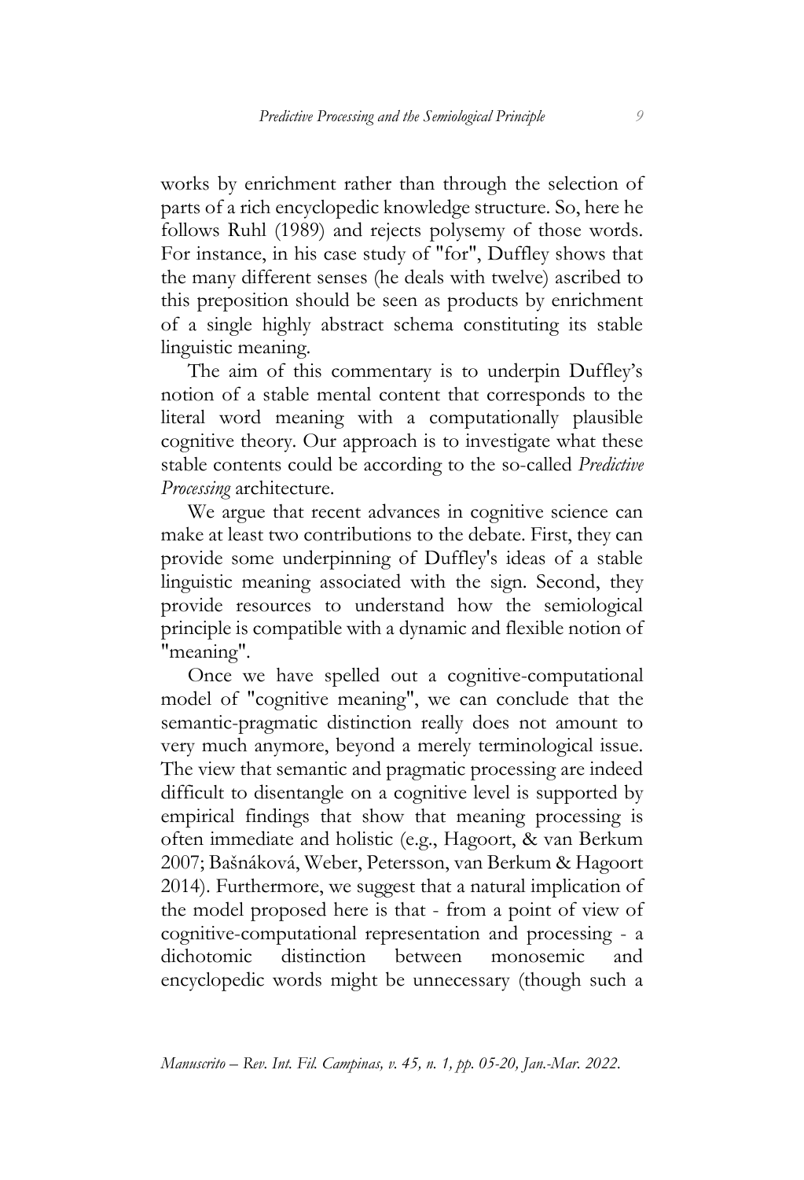works by enrichment rather than through the selection of parts of a rich encyclopedic knowledge structure. So, here he follows Ruhl (1989) and rejects polysemy of those words. For instance, in his case study of "for", Duffley shows that the many different senses (he deals with twelve) ascribed to this preposition should be seen as products by enrichment of a single highly abstract schema constituting its stable linguistic meaning.

The aim of this commentary is to underpin Duffley's notion of a stable mental content that corresponds to the literal word meaning with a computationally plausible cognitive theory. Our approach is to investigate what these stable contents could be according to the so-called *Predictive Processing* architecture.

We argue that recent advances in cognitive science can make at least two contributions to the debate. First, they can provide some underpinning of Duffley's ideas of a stable linguistic meaning associated with the sign. Second, they provide resources to understand how the semiological principle is compatible with a dynamic and flexible notion of "meaning".

Once we have spelled out a cognitive-computational model of "cognitive meaning", we can conclude that the semantic-pragmatic distinction really does not amount to very much anymore, beyond a merely terminological issue. The view that semantic and pragmatic processing are indeed difficult to disentangle on a cognitive level is supported by empirical findings that show that meaning processing is often immediate and holistic (e.g., Hagoort, & van Berkum 2007; Bašnáková, Weber, Petersson, van Berkum & Hagoort 2014). Furthermore, we suggest that a natural implication of the model proposed here is that - from a point of view of cognitive-computational representation and processing - a dichotomic distinction between monosemic and encyclopedic words might be unnecessary (though such a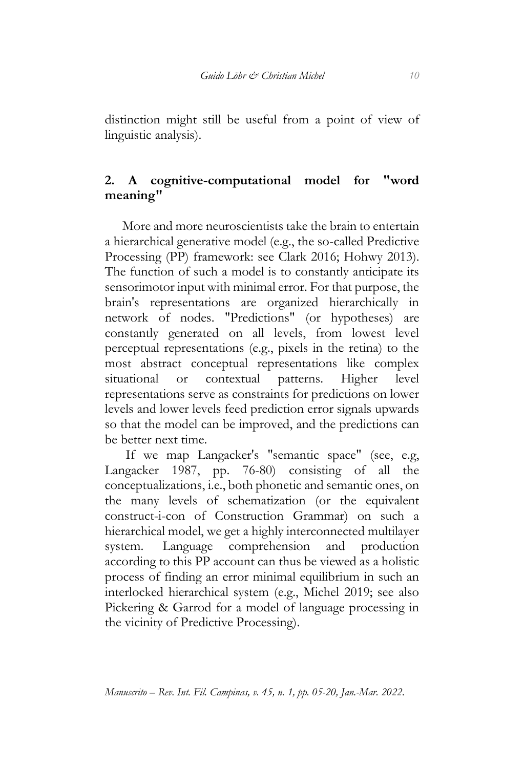distinction might still be useful from a point of view of linguistic analysis).

## 2. A cognitive-computational model for "word meaning"

More and more neuroscientists take the brain to entertain a hierarchical generative model (e.g., the so-called Predictive Processing (PP) framework: see Clark 2016; Hohwy 2013). The function of such a model is to constantly anticipate its sensorimotor input with minimal error. For that purpose, the brain's representations are organized hierarchically in network of nodes. "Predictions" (or hypotheses) are constantly generated on all levels, from lowest level perceptual representations (e.g., pixels in the retina) to the most abstract conceptual representations like complex situational or contextual patterns. Higher level representations serve as constraints for predictions on lower levels and lower levels feed prediction error signals upwards so that the model can be improved, and the predictions can be better next time.

If we map Langacker's "semantic space" (see, e.g, Langacker 1987, pp. 76-80) consisting of all the conceptualizations, i.e., both phonetic and semantic ones, on the many levels of schematization (or the equivalent construct-i-con of Construction Grammar) on such a hierarchical model, we get a highly interconnected multilayer system. Language comprehension and production according to this PP account can thus be viewed as a holistic process of finding an error minimal equilibrium in such an interlocked hierarchical system (e.g., Michel 2019; see also Pickering & Garrod for a model of language processing in the vicinity of Predictive Processing).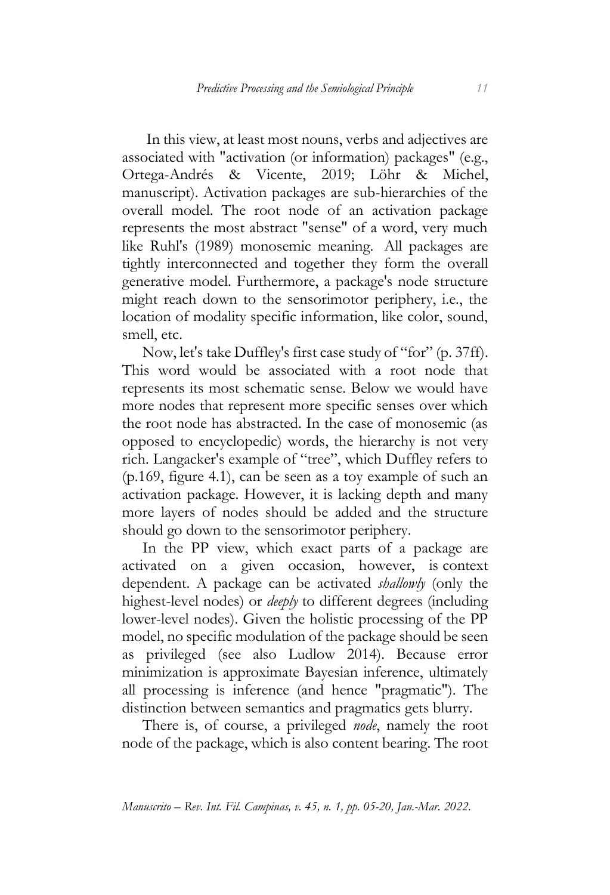In this view, at least most nouns, verbs and adjectives are associated with "activation (or information) packages" (e.g., Ortega-Andrés & Vicente, 2019; Löhr & Michel, manuscript). Activation packages are sub-hierarchies of the overall model. The root node of an activation package represents the most abstract "sense" of a word, very much like Ruhl's (1989) monosemic meaning. All packages are tightly interconnected and together they form the overall generative model. Furthermore, a package's node structure might reach down to the sensorimotor periphery, i.e., the location of modality specific information, like color, sound, smell, etc.

Now, let's take Duffley's first case study of "for" (p. 37ff). This word would be associated with a root node that represents its most schematic sense. Below we would have more nodes that represent more specific senses over which the root node has abstracted. In the case of monosemic (as opposed to encyclopedic) words, the hierarchy is not very rich. Langacker's example of "tree", which Duffley refers to (p.169, figure 4.1), can be seen as a toy example of such an activation package. However, it is lacking depth and many more layers of nodes should be added and the structure should go down to the sensorimotor periphery.

In the PP view, which exact parts of a package are activated on a given occasion, however, is context dependent. A package can be activated *shallowly* (only the highest-level nodes) or *deeply* to different degrees (including lower-level nodes). Given the holistic processing of the PP model, no specific modulation of the package should be seen as privileged (see also Ludlow 2014). Because error minimization is approximate Bayesian inference, ultimately all processing is inference (and hence "pragmatic"). The distinction between semantics and pragmatics gets blurry.

There is, of course, a privileged *node*, namely the root node of the package, which is also content bearing. The root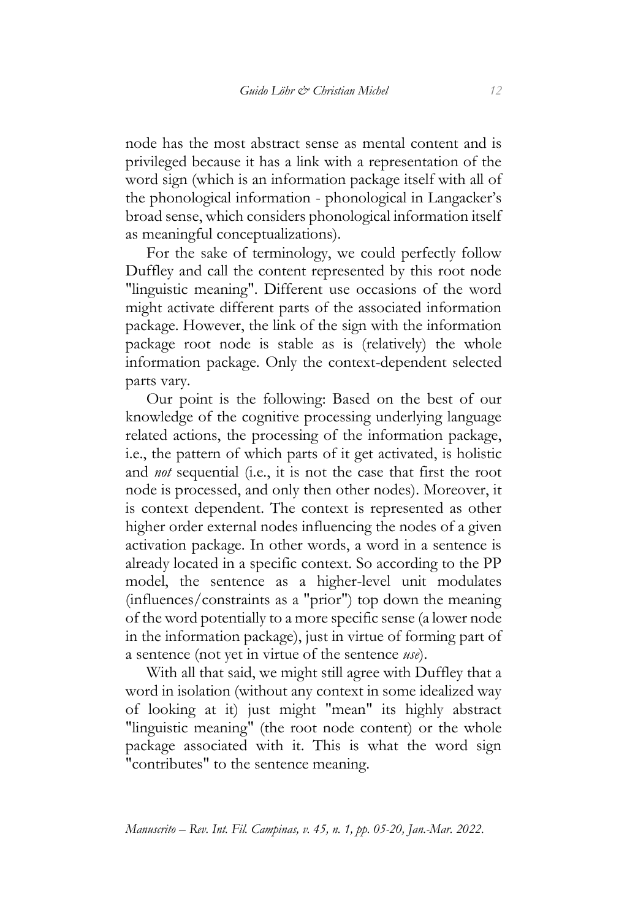node has the most abstract sense as mental content and is privileged because it has a link with a representation of the word sign (which is an information package itself with all of the phonological information - phonological in Langacker's broad sense, which considers phonological information itself as meaningful conceptualizations).

For the sake of terminology, we could perfectly follow Duffley and call the content represented by this root node "linguistic meaning". Different use occasions of the word might activate different parts of the associated information package. However, the link of the sign with the information package root node is stable as is (relatively) the whole information package. Only the context-dependent selected parts vary.

Our point is the following: Based on the best of our knowledge of the cognitive processing underlying language related actions, the processing of the information package, i.e., the pattern of which parts of it get activated, is holistic and *not* sequential (i.e., it is not the case that first the root node is processed, and only then other nodes). Moreover, it is context dependent. The context is represented as other higher order external nodes influencing the nodes of a given activation package. In other words, a word in a sentence is already located in a specific context. So according to the PP model, the sentence as a higher-level unit modulates (influences/constraints as a "prior") top down the meaning of the word potentially to a more specific sense (a lower node in the information package), just in virtue of forming part of a sentence (not yet in virtue of the sentence *use*).

With all that said, we might still agree with Duffley that a word in isolation (without any context in some idealized way of looking at it) just might "mean" its highly abstract "linguistic meaning" (the root node content) or the whole package associated with it. This is what the word sign "contributes" to the sentence meaning.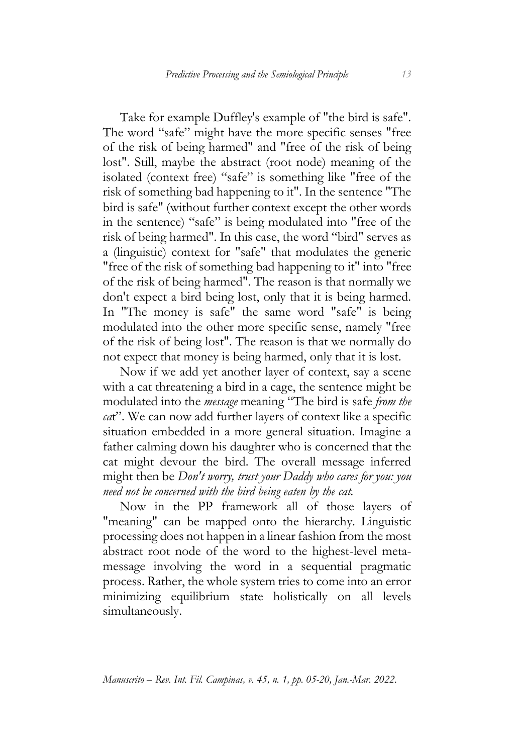Take for example Duffley's example of "the bird is safe". The word "safe" might have the more specific senses "free of the risk of being harmed" and "free of the risk of being lost". Still, maybe the abstract (root node) meaning of the isolated (context free) "safe" is something like "free of the risk of something bad happening to it". In the sentence "The bird is safe" (without further context except the other words in the sentence) "safe" is being modulated into "free of the risk of being harmed". In this case, the word "bird" serves as a (linguistic) context for "safe" that modulates the generic "free of the risk of something bad happening to it" into "free of the risk of being harmed". The reason is that normally we don't expect a bird being lost, only that it is being harmed. In "The money is safe" the same word "safe" is being modulated into the other more specific sense, namely "free of the risk of being lost". The reason is that we normally do not expect that money is being harmed, only that it is lost.

Now if we add yet another layer of context, say a scene with a cat threatening a bird in a cage, the sentence might be modulated into the *message* meaning "The bird is safe *from the cat*". We can now add further layers of context like a specific situation embedded in a more general situation. Imagine a father calming down his daughter who is concerned that the cat might devour the bird. The overall message inferred might then be *Don't worry, trust your Daddy who cares for you: you need not be concerned with the bird being eaten by the cat.*

Now in the PP framework all of those layers of "meaning" can be mapped onto the hierarchy. Linguistic processing does not happen in a linear fashion from the most abstract root node of the word to the highest-level meta-message involving the word in a sequential pragmatic process. Rather, the whole system tries to come into an error minimizing equilibrium state holistically on all levels simultaneously.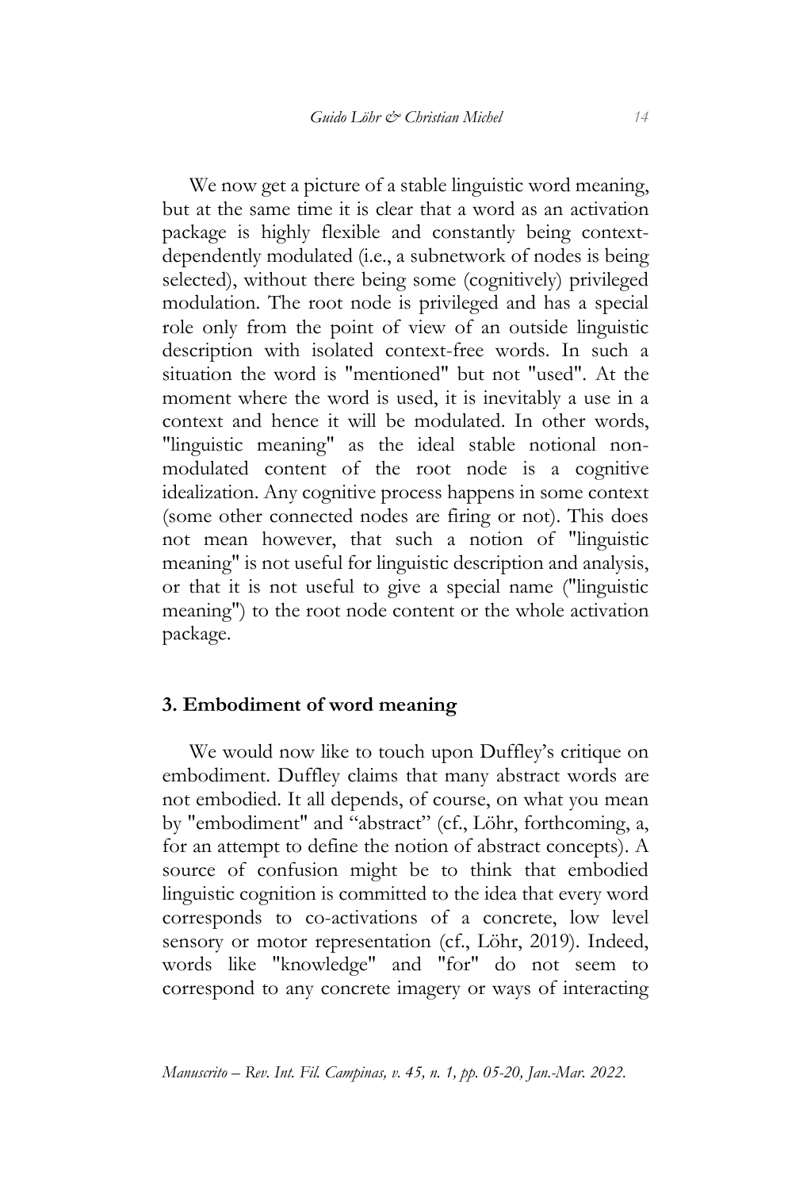We now get a picture of a stable linguistic word meaning, but at the same time it is clear that a word as an activation package is highly flexible and constantly being context-dependently modulated (i.e., a subnetwork of nodes is being selected), without there being some (cognitively) privileged modulation. The root node is privileged and has a special role only from the point of view of an outside linguistic description with isolated context-free words. In such a situation the word is "mentioned" but not "used". At the moment where the word is used, it is inevitably a use in a context and hence it will be modulated. In other words, "linguistic meaning" as the ideal stable notional non-modulated content of the root node is a cognitive idealization. Any cognitive process happens in some context (some other connected nodes are firing or not). This does not mean however, that such a notion of "linguistic meaning" is not useful for linguistic description and analysis, or that it is not useful to give a special name ("linguistic meaning") to the root node content or the whole activation package.

## 3. Embodiment of word meaning

We would now like to touch upon Duffley's critique on embodiment. Duffley claims that many abstract words are not embodied. It all depends, of course, on what you mean by "embodiment" and "abstract" (cf., Löhr, forthcoming, a, for an attempt to define the notion of abstract concepts). A source of confusion might be to think that embodied linguistic cognition is committed to the idea that every word corresponds to co-activations of a concrete, low level sensory or motor representation (cf., Löhr, 2019). Indeed, words like "knowledge" and "for" do not seem to correspond to any concrete imagery or ways of interacting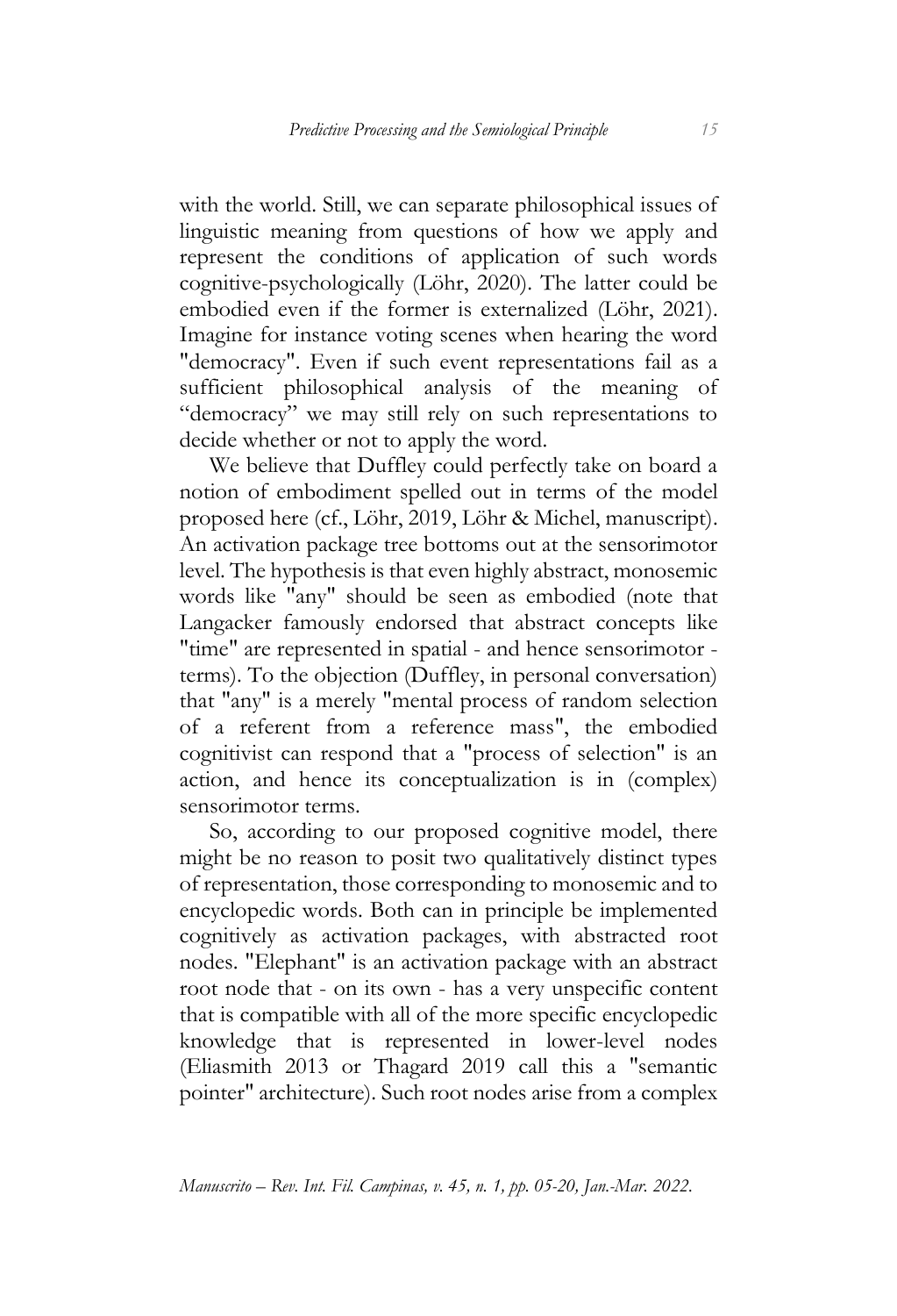with the world. Still, we can separate philosophical issues of linguistic meaning from questions of how we apply and represent the conditions of application of such words cognitive-psychologically (Löhr, 2020). The latter could be embodied even if the former is externalized (Löhr, 2021). Imagine for instance voting scenes when hearing the word "democracy". Even if such event representations fail as a sufficient philosophical analysis of the meaning of "democracy" we may still rely on such representations to decide whether or not to apply the word.

We believe that Duffley could perfectly take on board a notion of embodiment spelled out in terms of the model proposed here (cf., Löhr, 2019, Löhr & Michel, manuscript). An activation package tree bottoms out at the sensorimotor level. The hypothesis is that even highly abstract, monosemic words like "any" should be seen as embodied (note that Langacker famously endorsed that abstract concepts like "time" are represented in spatial - and hence sensorimotor - terms). To the objection (Duffley, in personal conversation) that "any" is a merely "mental process of random selection of a referent from a reference mass", the embodied cognitivist can respond that a "process of selection" is an action, and hence its conceptualization is in (complex) sensorimotor terms.

So, according to our proposed cognitive model, there might be no reason to posit two qualitatively distinct types of representation, those corresponding to monosemic and to encyclopedic words. Both can in principle be implemented cognitively as activation packages, with abstracted root nodes. "Elephant" is an activation package with an abstract root node that - on its own - has a very unspecific content that is compatible with all of the more specific encyclopedic knowledge that is represented in lower-level nodes (Eliasmith 2013 or Thagard 2019 call this a "semantic pointer" architecture). Such root nodes arise from a complex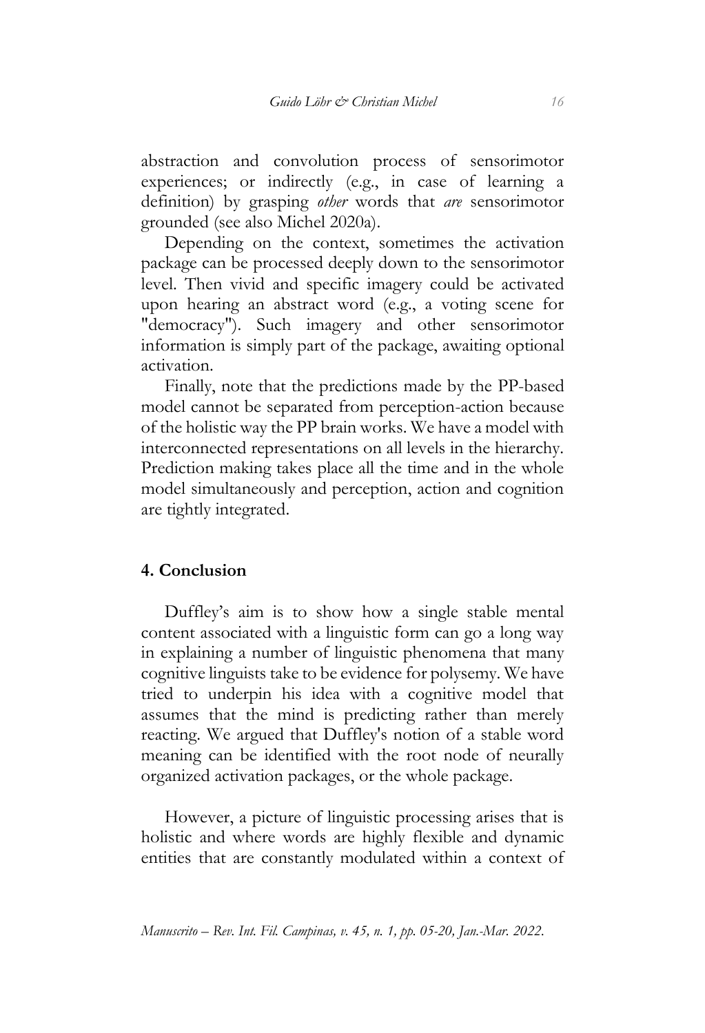abstraction and convolution process of sensorimotor experiences; or indirectly (e.g., in case of learning a definition) by grasping *other* words that *are* sensorimotor grounded (see also Michel 2020a).

Depending on the context, sometimes the activation package can be processed deeply down to the sensorimotor level. Then vivid and specific imagery could be activated upon hearing an abstract word (e.g., a voting scene for "democracy"). Such imagery and other sensorimotor information is simply part of the package, awaiting optional activation.

Finally, note that the predictions made by the PP-based model cannot be separated from perception-action because of the holistic way the PP brain works. We have a model with interconnected representations on all levels in the hierarchy. Prediction making takes place all the time and in the whole model simultaneously and perception, action and cognition are tightly integrated.

## 4. Conclusion

Duffley's aim is to show how a single stable mental content associated with a linguistic form can go a long way in explaining a number of linguistic phenomena that many cognitive linguists take to be evidence for polysemy. We have tried to underpin his idea with a cognitive model that assumes that the mind is predicting rather than merely reacting. We argued that Duffley's notion of a stable word meaning can be identified with the root node of neurally organized activation packages, or the whole package.

However, a picture of linguistic processing arises that is holistic and where words are highly flexible and dynamic entities that are constantly modulated within a context of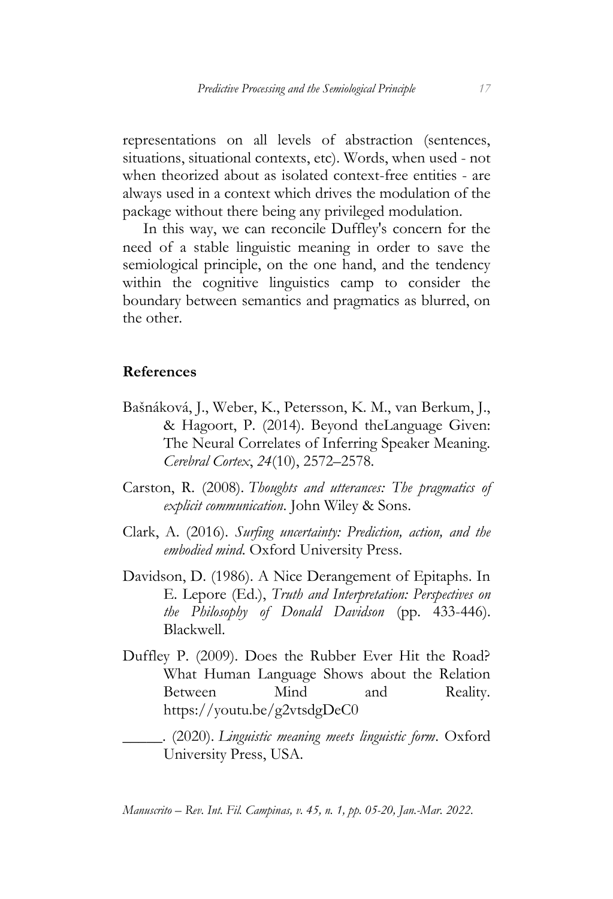representations on all levels of abstraction (sentences, situations, situational contexts, etc). Words, when used - not when theorized about as isolated context-free entities - are always used in a context which drives the modulation of the package without there being any privileged modulation.

In this way, we can reconcile Duffley's concern for the need of a stable linguistic meaning in order to save the semiological principle, on the one hand, and the tendency within the cognitive linguistics camp to consider the boundary between semantics and pragmatics as blurred, on the other.

## References

Bašnáková, J., Weber, K., Petersson, K. M., van Berkum, J., & Hagoort, P. (2014). Beyond theLanguage Given: The Neural Correlates of Inferring Speaker Meaning. *Cerebral Cortex*, *24*(10), 2572–2578.

Carston, R. (2008). *Thoughts and utterances: The pragmatics of explicit communication*. John Wiley & Sons.

Clark, A. (2016). *Surfing uncertainty: Prediction, action, and the embodied mind.* Oxford University Press.

Davidson, D. (1986). A Nice Derangement of Epitaphs. In E. Lepore (Ed.), *Truth and Interpretation: Perspectives on the Philosophy of Donald Davidson* (pp. 433-446). Blackwell.

Duffley P. (2009). Does the Rubber Ever Hit the Road? What Human Language Shows about the Relation Between Mind and Reality. https://youtu.be/g2vtsdgDeC0

_____. (2020). *Linguistic meaning meets linguistic form*. Oxford University Press, USA.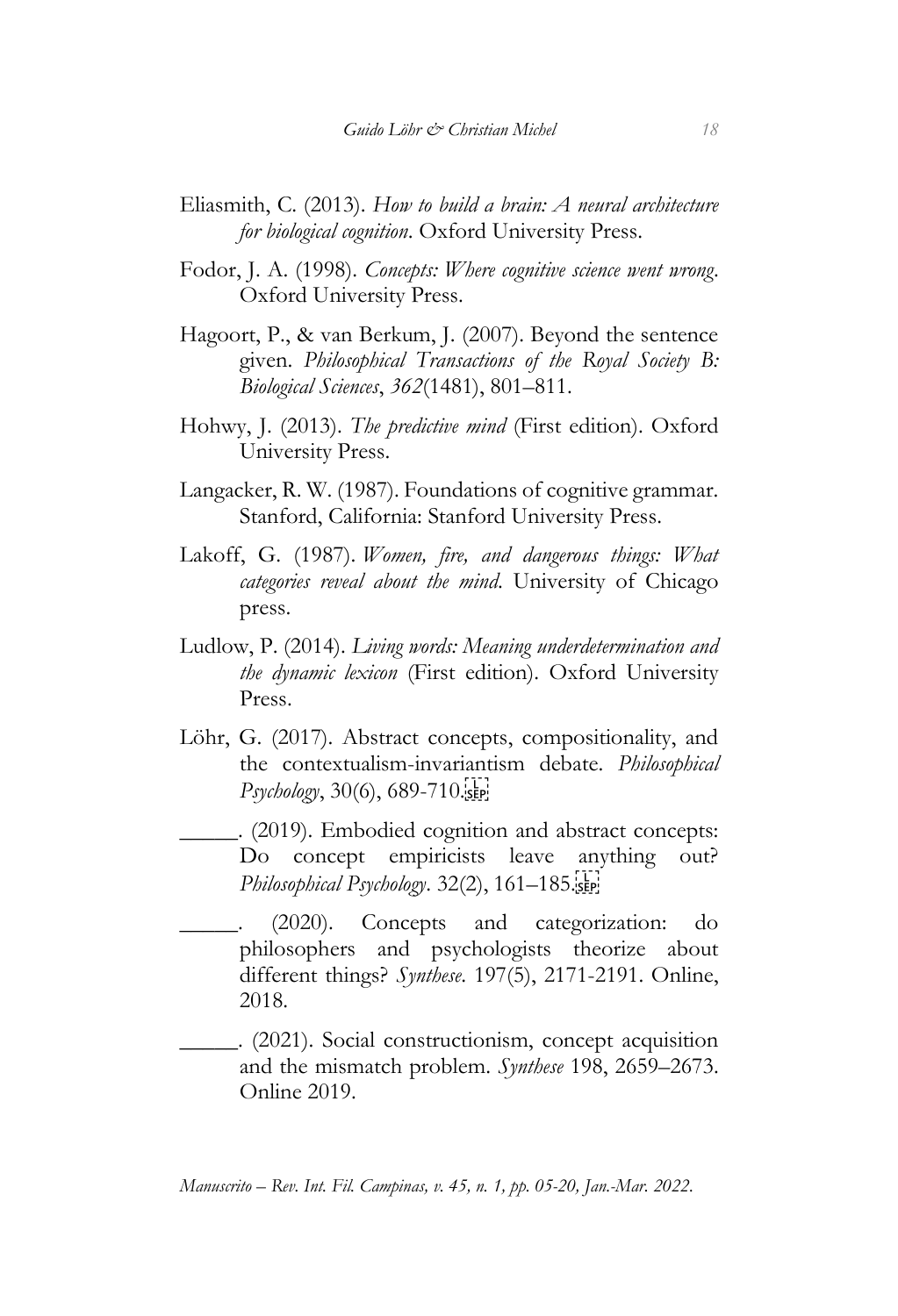Eliasmith, C. (2013). *How to build a brain: A neural architecture for biological cognition*. Oxford University Press.

Fodor, J. A. (1998). *Concepts: Where cognitive science went wrong*. Oxford University Press.

Hagoort, P., & van Berkum, J. (2007). Beyond the sentence given. *Philosophical Transactions of the Royal Society B: Biological Sciences*, *362*(1481), 801–811.

Hohwy, J. (2013). *The predictive mind* (First edition). Oxford University Press.

Langacker, R. W. (1987). Foundations of cognitive grammar. Stanford, California: Stanford University Press.

Lakoff, G. (1987). *Women, fire, and dangerous things: What categories reveal about the mind*. University of Chicago press.

Ludlow, P. (2014). *Living words: Meaning underdetermination and the dynamic lexicon* (First edition). Oxford University Press.

Löhr, G. (2017). Abstract concepts, compositionality, and the contextualism-invariantism debate. *Philosophical Psychology*, 30(6), 689-710.

\_\_\_\_\_. (2019). Embodied cognition and abstract concepts: Do concept empiricists leave anything out? *Philosophical Psychology*. 32(2), 161–185.

\_\_\_\_\_. (2020). Concepts and categorization: do philosophers and psychologists theorize about different things? *Synthese*. 197(5), 2171-2191. Online, 2018.

\_\_\_\_\_. (2021). Social constructionism, concept acquisition and the mismatch problem. *Synthese* 198, 2659–2673. Online 2019.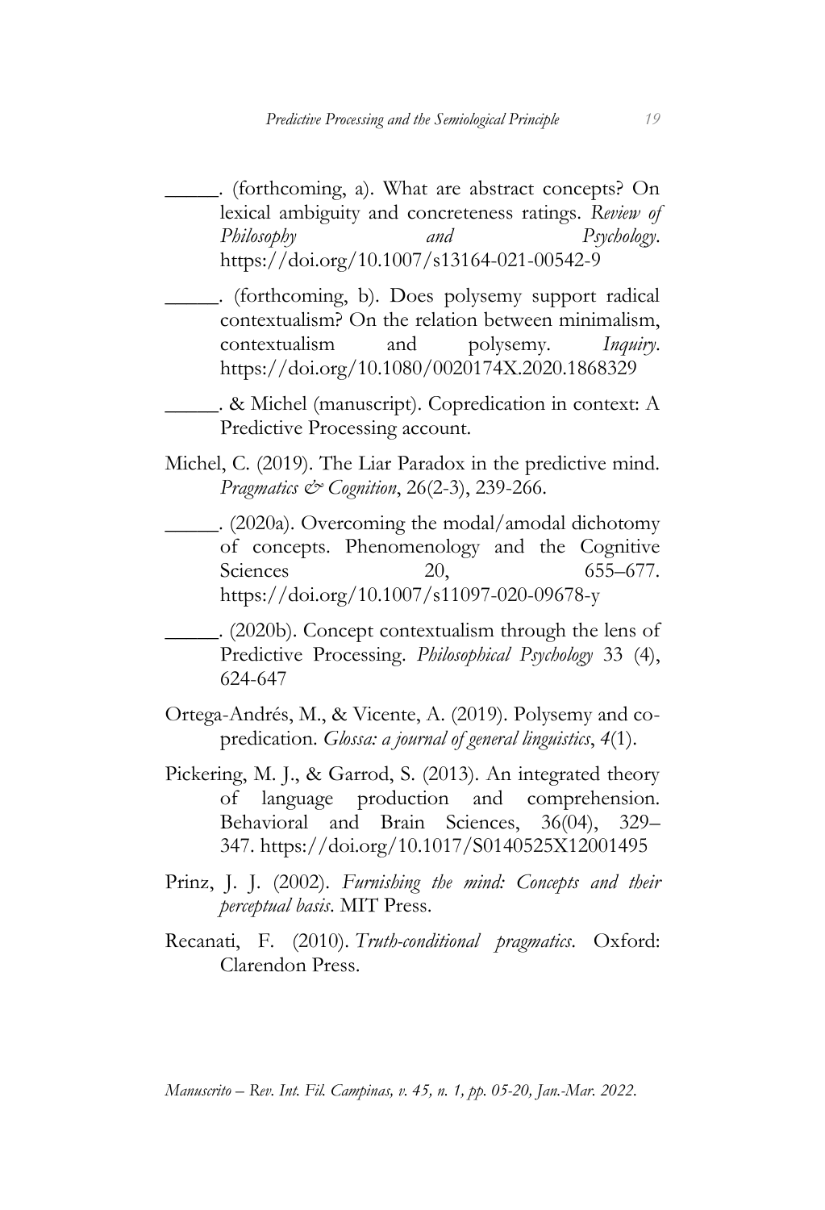_____. (forthcoming, a). What are abstract concepts? On lexical ambiguity and concreteness ratings. *Review of Philosophy and Psychology*. https://doi.org/10.1007/s13164-021-00542-9

_____. (forthcoming, b). Does polysemy support radical contextualism? On the relation between minimalism, contextualism and polysemy. *Inquiry*. https://doi.org/10.1080/0020174X.2020.1868329

_____. & Michel (manuscript). Copredication in context: A Predictive Processing account.

Michel, C. (2019). The Liar Paradox in the predictive mind. *Pragmatics & Cognition*, 26(2-3), 239-266.

_____. (2020a). Overcoming the modal/amodal dichotomy of concepts. Phenomenology and the Cognitive Sciences 20, 655–677. https://doi.org/10.1007/s11097-020-09678-y

_____. (2020b). Concept contextualism through the lens of Predictive Processing. *Philosophical Psychology* 33 (4), 624-647

Ortega-Andrés, M., & Vicente, A. (2019). Polysemy and co-predication. *Glossa: a journal of general linguistics*, *4*(1).

Pickering, M. J., & Garrod, S. (2013). An integrated theory of language production and comprehension. Behavioral and Brain Sciences, 36(04), 329–347. https://doi.org/10.1017/S0140525X12001495

Prinz, J. J. (2002). *Furnishing the mind: Concepts and their perceptual basis*. MIT Press.

Recanati, F. (2010). *Truth-conditional pragmatics*. Oxford: Clarendon Press.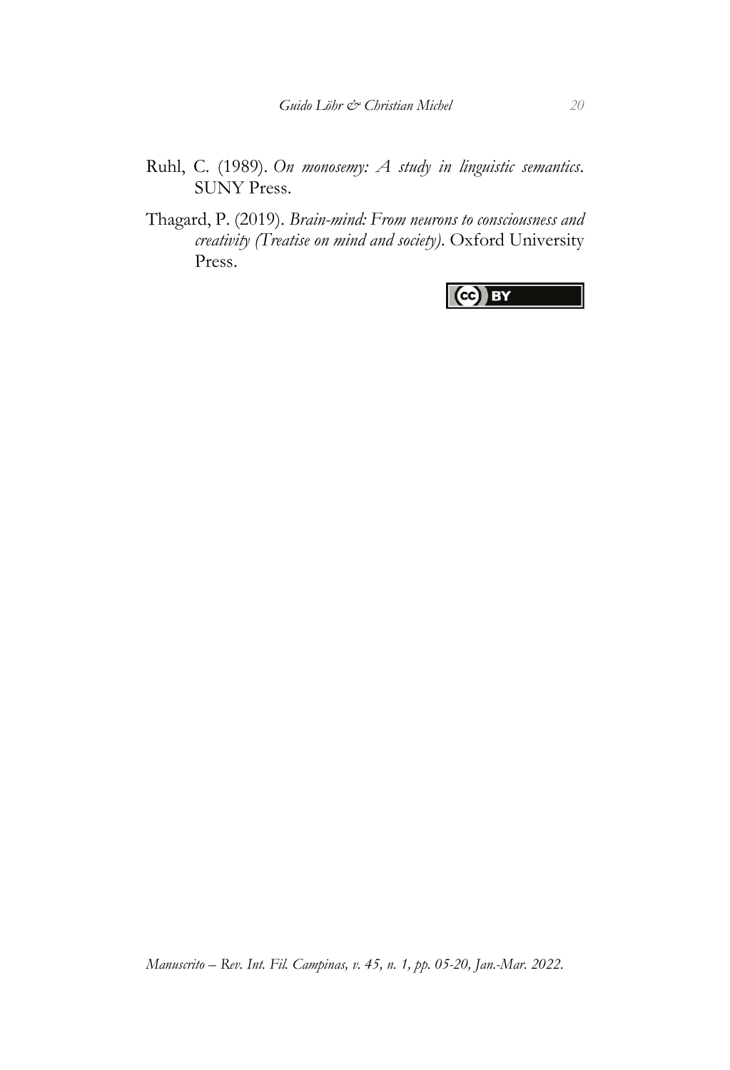Ruhl, C. (1989). *On monosemy: A study in linguistic semantics*. SUNY Press.

Thagard, P. (2019). *Brain-mind: From neurons to consciousness and creativity (Treatise on mind and society)*. Oxford University Press.